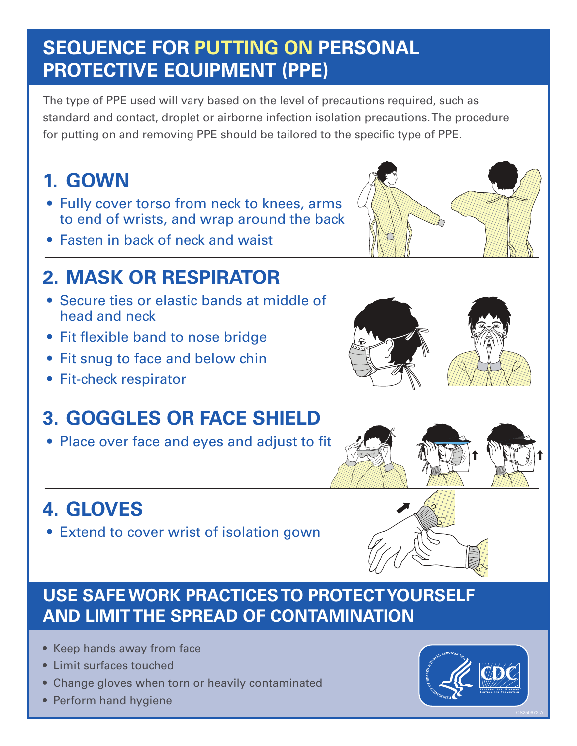# SEQUENCE FOR PUTTING ON PERSONAL PROTECTIVE EQUIPMENT (PPE)

The type of PPE used will vary based on the level of precautions required, such as standard and contact, droplet or airborne infection isolation precautions. The procedure for putting on and removing PPE should be tailored to the specific type of PPE.

## 1. GOWN

- Fully cover torso from neck to knees, arms to end of wrists, and wrap around the back
- Fasten in back of neck and waist

## 2. MASK OR RESPIRATOR

- Secure ties or elastic bands at middle of head and neck
- Fit flexible band to nose bridge
- Fit snug to face and below chin
- Fit-check respirator

## 3. GOGGLES OR FACE SHIELD

- Place over face and eyes and adjust to fit

## 4. GLOVES

- Extend to cover wrist of isolation gown

## USE SAFE WORK PRACTICES TO PROTECT YOURSELF AND LIMIT THE SPREAD OF CONTAMINATION

- Keep hands away from face
- Limit surfaces touched
- Change gloves when torn or heavily contaminated
- Perform hand hygiene

CS250672-A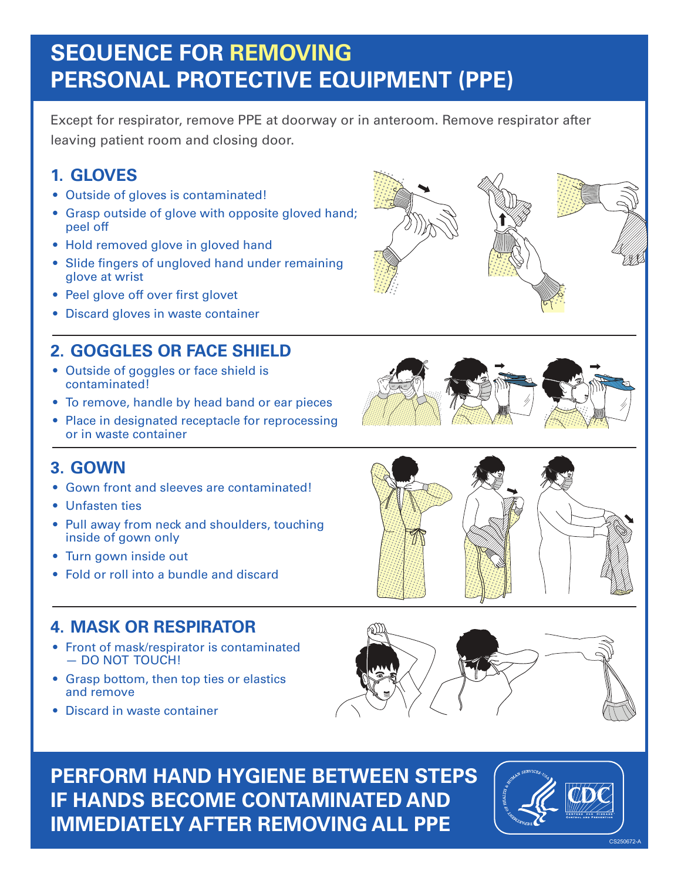# SEQUENCE FOR REMOVING PERSONAL PROTECTIVE EQUIPMENT (PPE)

Except for respirator, remove PPE at doorway or in anteroom. Remove respirator after leaving patient room and closing door.

## 1. GLOVES

- Outside of gloves is contaminated!
- Grasp outside of glove with opposite gloved hand; peel off
- Hold removed glove in gloved hand
- Slide fingers of ungloved hand under remaining glove at wrist
- Peel glove off over first glovet
- Discard gloves in waste container

## 2. GOGGLES OR FACE SHIELD

- Outside of goggles or face shield is contaminated!
- To remove, handle by head band or ear pieces
- Place in designated receptacle for reprocessing or in waste container

## 3. GOWN

- Gown front and sleeves are contaminated!
- Unfasten ties
- Pull away from neck and shoulders, touching inside of gown only
- Turn gown inside out
- Fold or roll into a bundle and discard

## 4. MASK OR RESPIRATOR

- Front of mask/respirator is contaminated — DO NOT TOUCH!
- Grasp bottom, then top ties or elastics and remove
- Discard in waste container

**PERFORM HAND HYGIENE BETWEEN STEPS IF HANDS BECOME CONTAMINATED AND IMMEDIATELY AFTER REMOVING ALL PPE**

CS250672-A